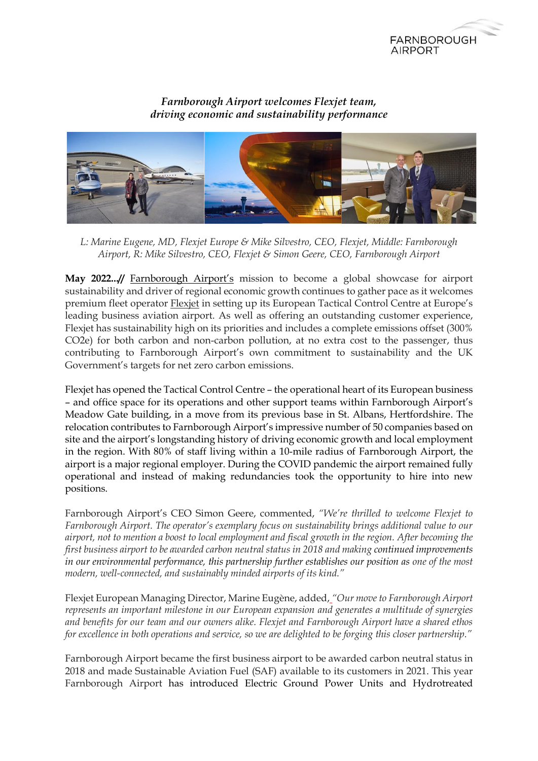*Farnborough Airport welcomes Flexjet team, driving economic and sustainability performance*

*L: Marine Eugene, MD, Flexjet Europe & Mike Silvestro, CEO, Flexjet, Middle: Farnborough Airport, R: Mike Silvestro, CEO, Flexjet & Simon Geere, CEO, Farnborough Airport*

**May 2022...//** Farnborough Airport's mission to become a global showcase for airport sustainability and driver of regional economic growth continues to gather pace as it welcomes premium fleet operator Flexjet in setting up its European Tactical Control Centre at Europe's leading business aviation airport. As well as offering an outstanding customer experience, Flexjet has sustainability high on its priorities and includes a complete emissions offset (300% $CO_2e$) for both carbon and non-carbon pollution, at no extra cost to the passenger, thus contributing to Farnborough Airport's own commitment to sustainability and the UK Government's targets for net zero carbon emissions.

Flexjet has opened the Tactical Control Centre – the operational heart of its European business – and office space for its operations and other support teams within Farnborough Airport's Meadow Gate building, in a move from its previous base in St. Albans, Hertfordshire. The relocation contributes to Farnborough Airport's impressive number of 50 companies based on site and the airport's longstanding history of driving economic growth and local employment in the region. With 80% of staff living within a 10-mile radius of Farnborough Airport, the airport is a major regional employer. During the COVID pandemic the airport remained fully operational and instead of making redundancies took the opportunity to hire into new positions.

Farnborough Airport's CEO Simon Geere, commented, *"We're thrilled to welcome Flexjet to Farnborough Airport. The operator's exemplary focus on sustainability brings additional value to our airport, not to mention a boost to local employment and fiscal growth in the region. After becoming the first business airport to be awarded carbon neutral status in 2018 and making continued improvements in our environmental performance, this partnership further establishes our position as one of the most modern, well-connected, and sustainably minded airports of its kind."*

Flexjet European Managing Director, Marine Eugène, added, *"Our move to Farnborough Airport represents an important milestone in our European expansion and generates a multitude of synergies and benefits for our team and our owners alike. Flexjet and Farnborough Airport have a shared ethos for excellence in both operations and service, so we are delighted to be forging this closer partnership."*

Farnborough Airport became the first business airport to be awarded carbon neutral status in 2018 and made Sustainable Aviation Fuel (SAF) available to its customers in 2021. This year Farnborough Airport has introduced Electric Ground Power Units and Hydrotreated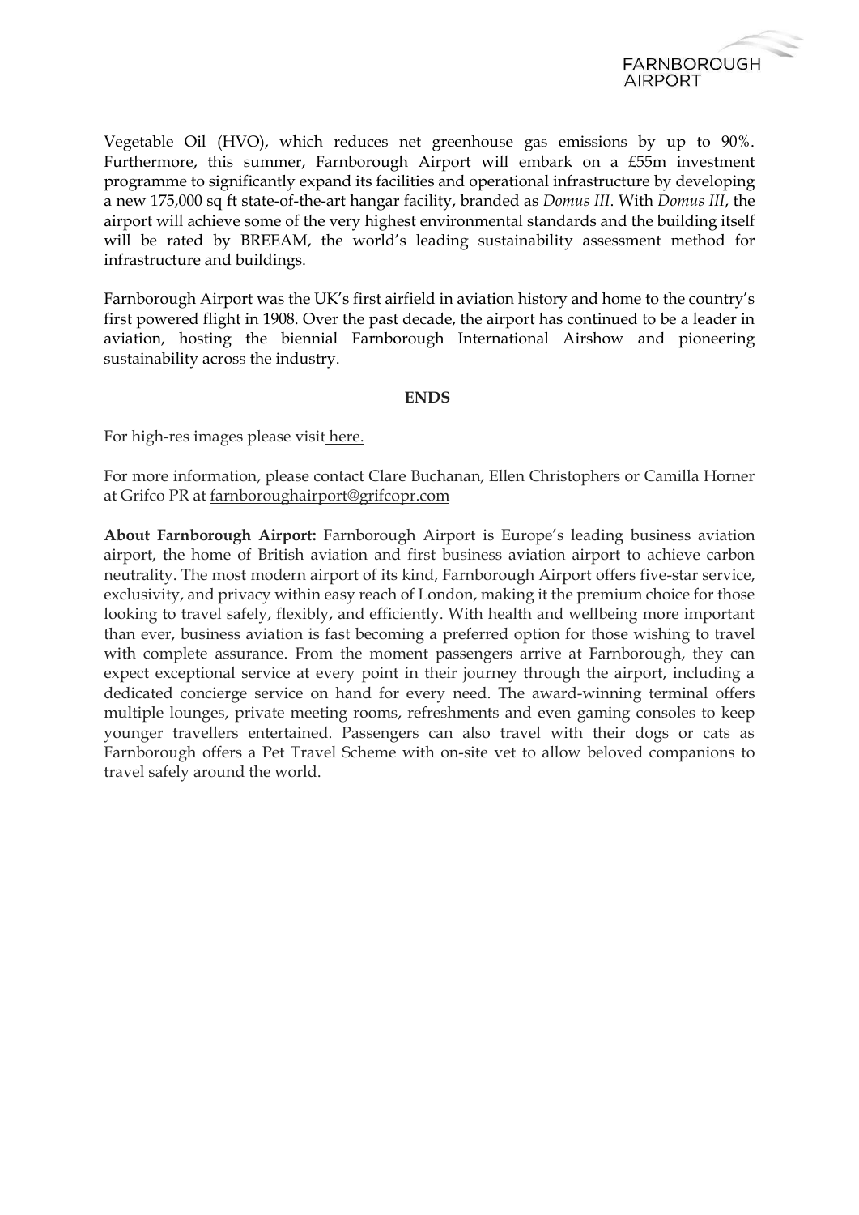Vegetable Oil (HVO), which reduces net greenhouse gas emissions by up to 90%. Furthermore, this summer, Farnborough Airport will embark on a £55m investment programme to significantly expand its facilities and operational infrastructure by developing a new 175,000 sq ft state-of-the-art hangar facility, branded as *Domus III*. With *Domus III*, the airport will achieve some of the very highest environmental standards and the building itself will be rated by BREEAM, the world's leading sustainability assessment method for infrastructure and buildings.

Farnborough Airport was the UK's first airfield in aviation history and home to the country's first powered flight in 1908. Over the past decade, the airport has continued to be a leader in aviation, hosting the biennial Farnborough International Airshow and pioneering sustainability across the industry.

**ENDS**

For high-res images please visit here.

For more information, please contact Clare Buchanan, Ellen Christophers or Camilla Horner at Grifco PR at farnboroughairport@grifcopr.com

**About Farnborough Airport:** Farnborough Airport is Europe's leading business aviation airport, the home of British aviation and first business aviation airport to achieve carbon neutrality. The most modern airport of its kind, Farnborough Airport offers five-star service, exclusivity, and privacy within easy reach of London, making it the premium choice for those looking to travel safely, flexibly, and efficiently. With health and wellbeing more important than ever, business aviation is fast becoming a preferred option for those wishing to travel with complete assurance. From the moment passengers arrive at Farnborough, they can expect exceptional service at every point in their journey through the airport, including a dedicated concierge service on hand for every need. The award-winning terminal offers multiple lounges, private meeting rooms, refreshments and even gaming consoles to keep younger travellers entertained. Passengers can also travel with their dogs or cats as Farnborough offers a Pet Travel Scheme with on-site vet to allow beloved companions to travel safely around the world.